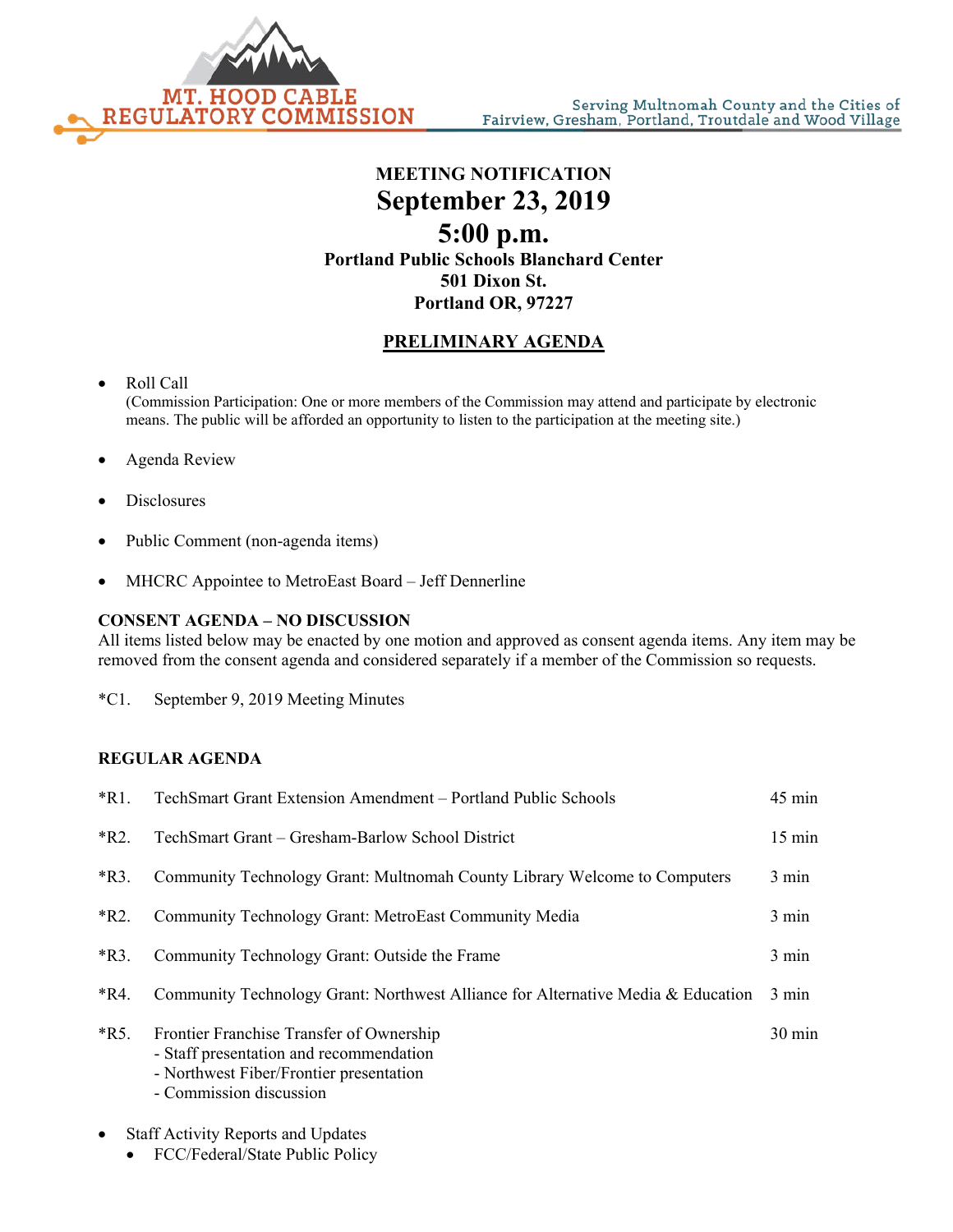MT. HOOD CABLE REGULATORY COMMISSION

Serving Multnomah County and the Cities of Fairview, Gresham, Portland, Troutdale and Wood Village

**MEETING NOTIFICATION**

# September 23, 2019

# 5:00 p.m.

**Portland Public Schools Blanchard Center**
**501 Dixon St.**
**Portland OR, 97227**

## PRELIMINARY AGENDA

- Roll Call
  (Commission Participation: One or more members of the Commission may attend and participate by electronic means. The public will be afforded an opportunity to listen to the participation at the meeting site.)

- Agenda Review

- Disclosures

- Public Comment (non-agenda items)

- MHCRC Appointee to MetroEast Board – Jeff Dennerline

**CONSENT AGENDA – NO DISCUSSION**

All items listed below may be enacted by one motion and approved as consent agenda items. Any item may be removed from the consent agenda and considered separately if a member of the Commission so requests.

*C1. September 9, 2019 Meeting Minutes

**REGULAR AGENDA**

| | | |
|---|---|---|
| *R1. | TechSmart Grant Extension Amendment – Portland Public Schools | 45 min |
| *R2. | TechSmart Grant – Gresham-Barlow School District | 15 min |
| *R3. | Community Technology Grant: Multnomah County Library Welcome to Computers | 3 min |
| *R2. | Community Technology Grant: MetroEast Community Media | 3 min |
| *R3. | Community Technology Grant: Outside the Frame | 3 min |
| *R4. | Community Technology Grant: Northwest Alliance for Alternative Media & Education | 3 min |
| *R5. | Frontier Franchise Transfer of Ownership<br>- Staff presentation and recommendation<br>- Northwest Fiber/Frontier presentation<br>- Commission discussion | 30 min |

- Staff Activity Reports and Updates
  - FCC/Federal/State Public Policy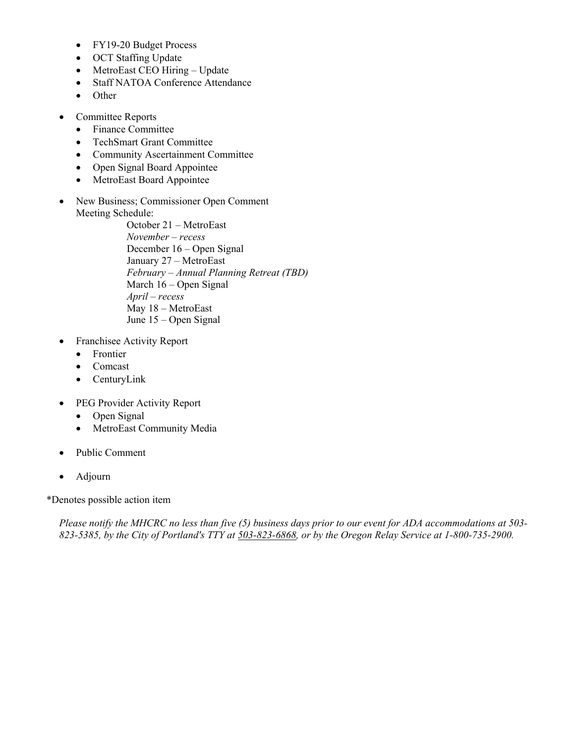- FY19-20 Budget Process
- OCT Staffing Update
- MetroEast CEO Hiring – Update
- Staff NATOA Conference Attendance
- Other

- Committee Reports
  - Finance Committee
  - TechSmart Grant Committee
  - Community Ascertainment Committee
  - Open Signal Board Appointee
  - MetroEast Board Appointee

- New Business; Commissioner Open Comment
  Meeting Schedule:
  October 21 – MetroEast
  *November – recess*
  December 16 – Open Signal
  January 27 – MetroEast
  *February – Annual Planning Retreat (TBD)*
  March 16 – Open Signal
  *April – recess*
  May 18 – MetroEast
  June 15 – Open Signal

- Franchisee Activity Report
  - Frontier
  - Comcast
  - CenturyLink

- PEG Provider Activity Report
  - Open Signal
  - MetroEast Community Media

- Public Comment

- Adjourn

*Denotes possible action item

*Please notify the MHCRC no less than five (5) business days prior to our event for ADA accommodations at 503-823-5385, by the City of Portland's TTY at 503-823-6868, or by the Oregon Relay Service at 1-800-735-2900.*